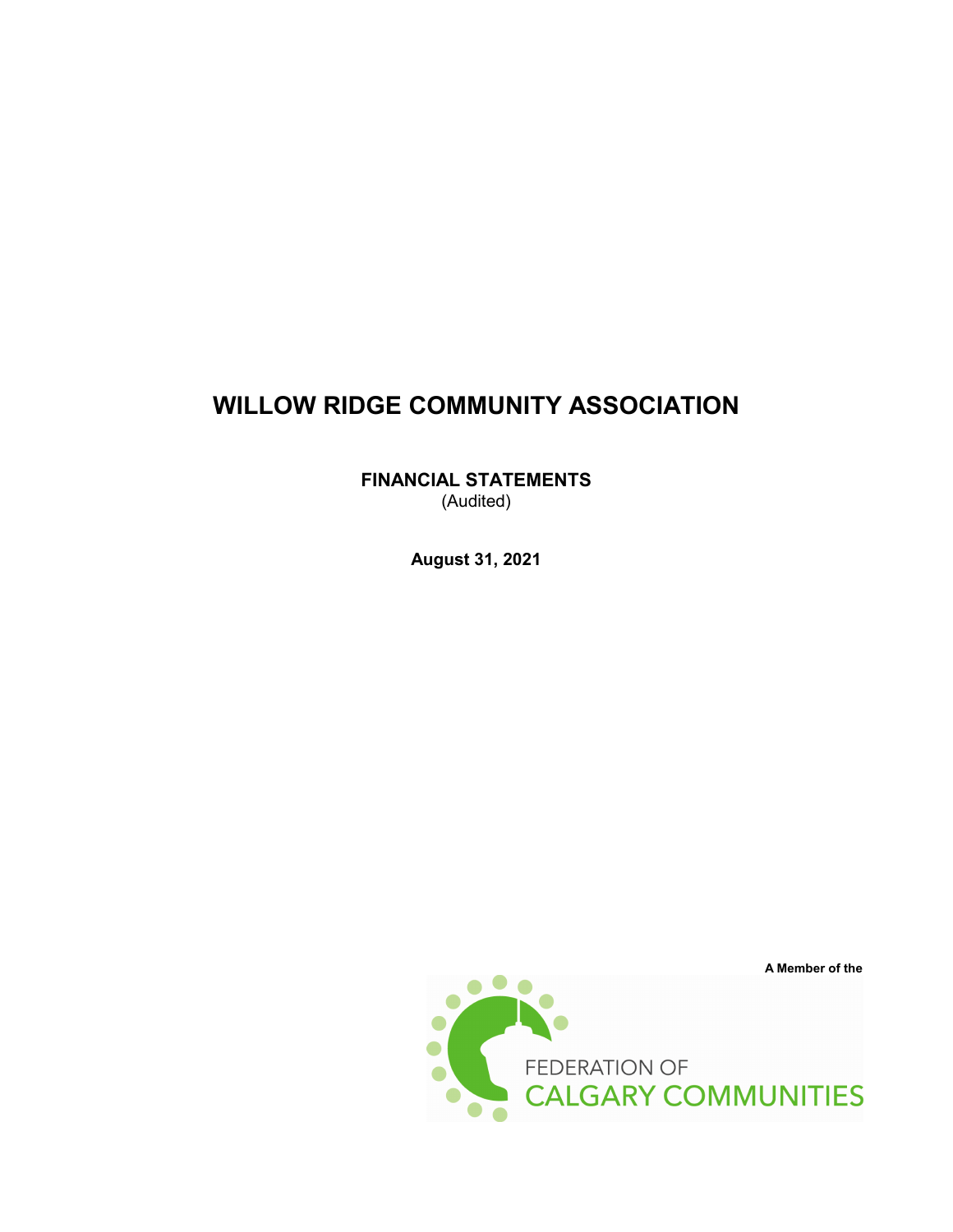# WILLOW RIDGE COMMUNITY ASSOCIATION

**FINANCIAL STATEMENTS**
(Audited)

**August 31, 2021**

**A Member of the**

FEDERATION OF
CALGARY COMMUNITIES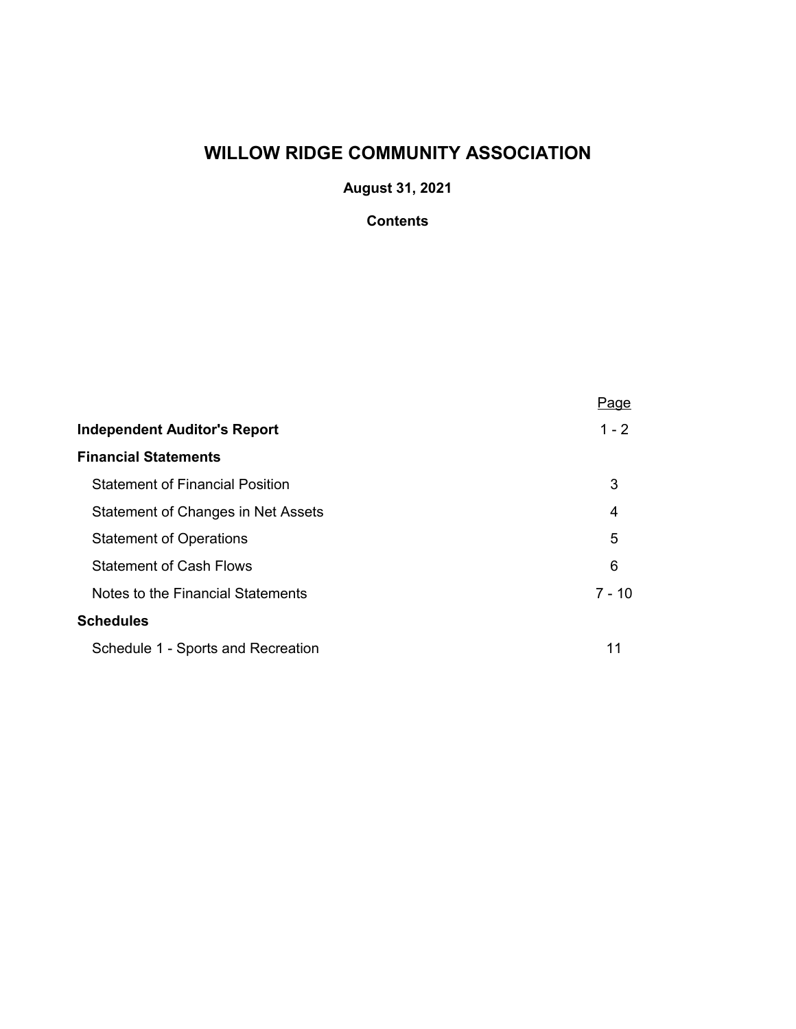# WILLOW RIDGE COMMUNITY ASSOCIATION

**August 31, 2021**

**Contents**

| | Page |
|---|---|
| **Independent Auditor's Report** | 1 - 2 |
| **Financial Statements** | |
| Statement of Financial Position | 3 |
| Statement of Changes in Net Assets | 4 |
| Statement of Operations | 5 |
| Statement of Cash Flows | 6 |
| Notes to the Financial Statements | 7 - 10 |
| **Schedules** | |
| Schedule 1 - Sports and Recreation | 11 |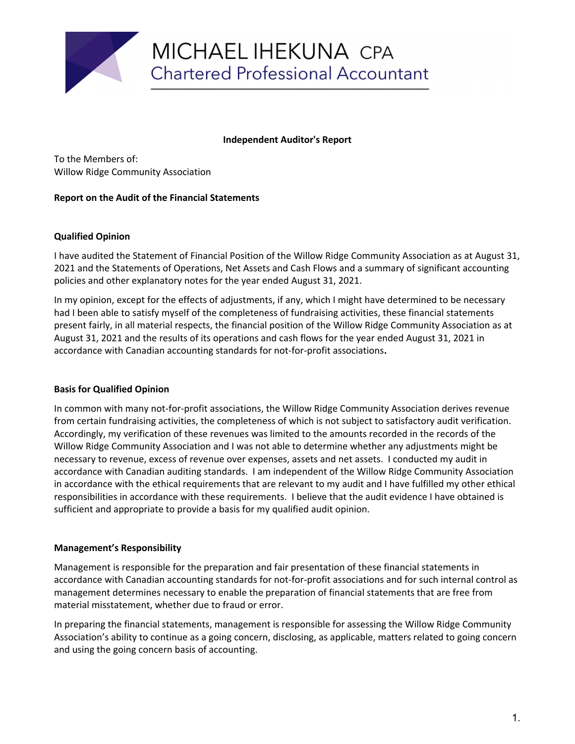# MICHAEL IHEKUNA CPA
Chartered Professional Accountant

## Independent Auditor's Report

To the Members of:
Willow Ridge Community Association

**Report on the Audit of the Financial Statements**

**Qualified Opinion**

I have audited the Statement of Financial Position of the Willow Ridge Community Association as at August 31, 2021 and the Statements of Operations, Net Assets and Cash Flows and a summary of significant accounting policies and other explanatory notes for the year ended August 31, 2021.

In my opinion, except for the effects of adjustments, if any, which I might have determined to be necessary had I been able to satisfy myself of the completeness of fundraising activities, these financial statements present fairly, in all material respects, the financial position of the Willow Ridge Community Association as at August 31, 2021 and the results of its operations and cash flows for the year ended August 31, 2021 in accordance with Canadian accounting standards for not-for-profit associations**.**

**Basis for Qualified Opinion**

In common with many not-for-profit associations, the Willow Ridge Community Association derives revenue from certain fundraising activities, the completeness of which is not subject to satisfactory audit verification. Accordingly, my verification of these revenues was limited to the amounts recorded in the records of the Willow Ridge Community Association and I was not able to determine whether any adjustments might be necessary to revenue, excess of revenue over expenses, assets and net assets. I conducted my audit in accordance with Canadian auditing standards. I am independent of the Willow Ridge Community Association in accordance with the ethical requirements that are relevant to my audit and I have fulfilled my other ethical responsibilities in accordance with these requirements. I believe that the audit evidence I have obtained is sufficient and appropriate to provide a basis for my qualified audit opinion.

**Management's Responsibility**

Management is responsible for the preparation and fair presentation of these financial statements in accordance with Canadian accounting standards for not-for-profit associations and for such internal control as management determines necessary to enable the preparation of financial statements that are free from material misstatement, whether due to fraud or error.

In preparing the financial statements, management is responsible for assessing the Willow Ridge Community Association's ability to continue as a going concern, disclosing, as applicable, matters related to going concern and using the going concern basis of accounting.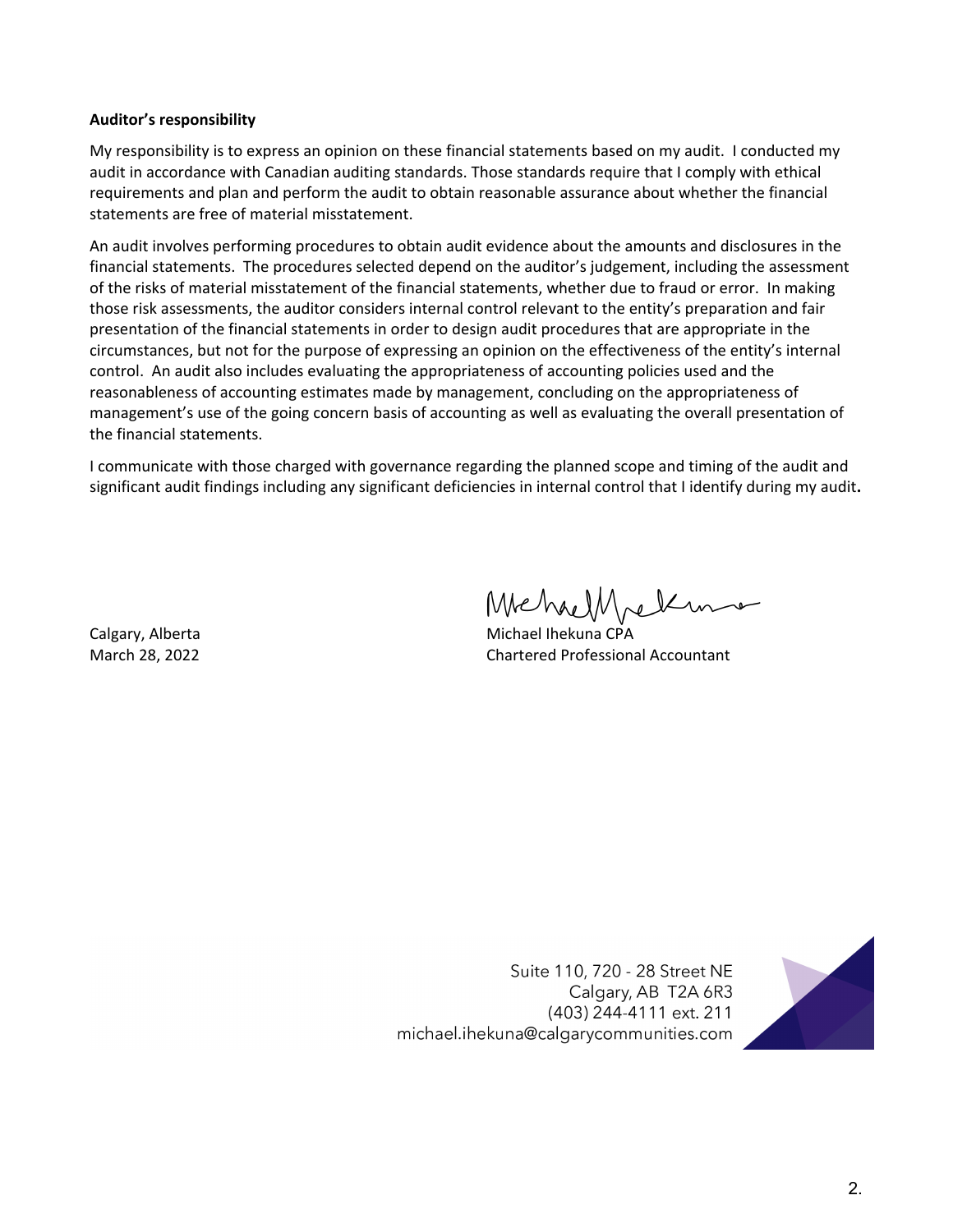**Auditor's responsibility**

My responsibility is to express an opinion on these financial statements based on my audit. I conducted my audit in accordance with Canadian auditing standards. Those standards require that I comply with ethical requirements and plan and perform the audit to obtain reasonable assurance about whether the financial statements are free of material misstatement.

An audit involves performing procedures to obtain audit evidence about the amounts and disclosures in the financial statements. The procedures selected depend on the auditor's judgement, including the assessment of the risks of material misstatement of the financial statements, whether due to fraud or error. In making those risk assessments, the auditor considers internal control relevant to the entity's preparation and fair presentation of the financial statements in order to design audit procedures that are appropriate in the circumstances, but not for the purpose of expressing an opinion on the effectiveness of the entity's internal control. An audit also includes evaluating the appropriateness of accounting policies used and the reasonableness of accounting estimates made by management, concluding on the appropriateness of management's use of the going concern basis of accounting as well as evaluating the overall presentation of the financial statements.

I communicate with those charged with governance regarding the planned scope and timing of the audit and significant audit findings including any significant deficiencies in internal control that I identify during my audit.

Calgary, Alberta
March 28, 2022

Michael Ihekuna CPA
Chartered Professional Accountant

Suite 110, 720 - 28 Street NE
Calgary, AB T2A 6R3
(403) 244-4111 ext. 211
michael.ihekuna@calgarycommunities.com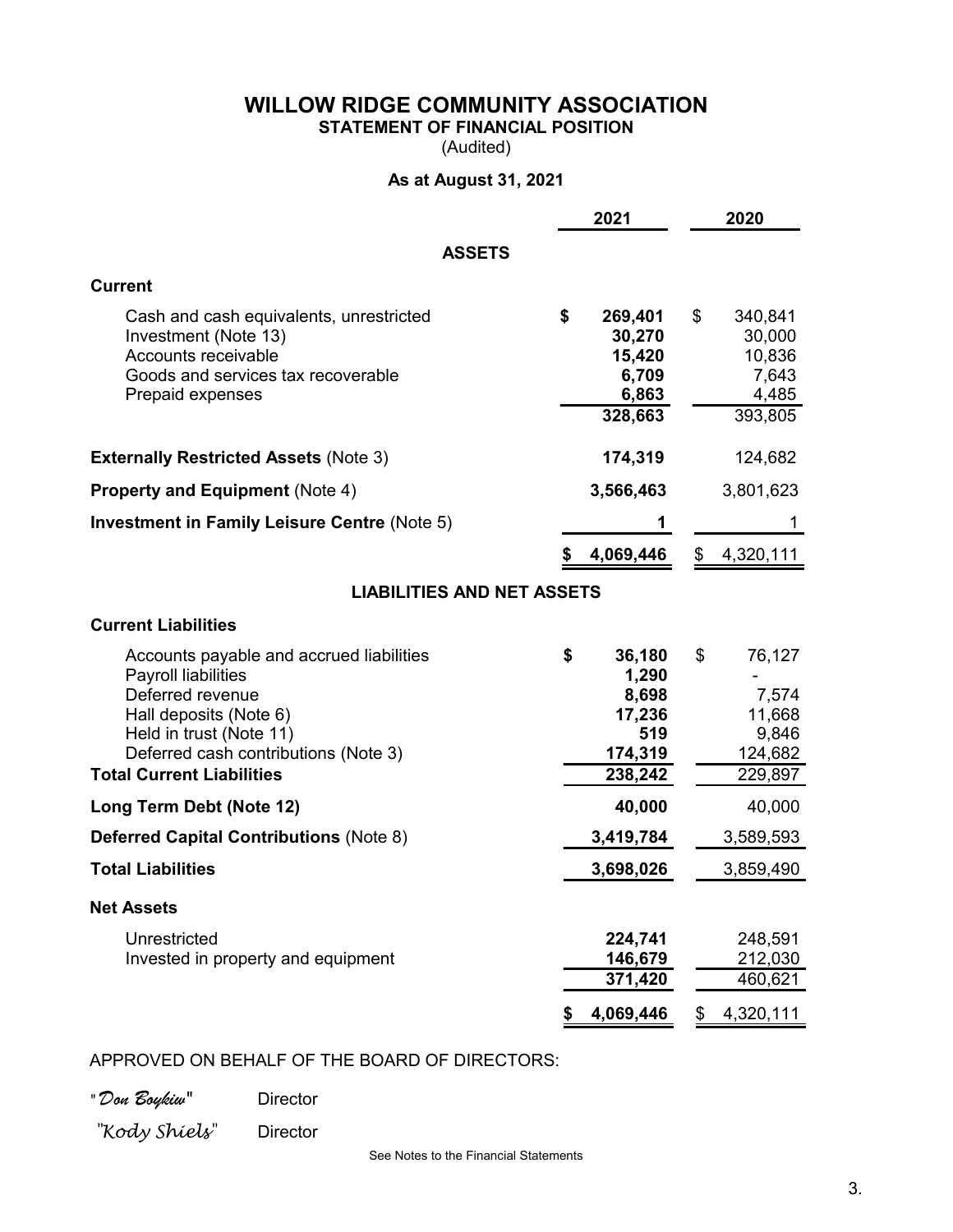# WILLOW RIDGE COMMUNITY ASSOCIATION

## STATEMENT OF FINANCIAL POSITION

(Audited)

**As at August 31, 2021**

| | 2021 | 2020 |
|---|---|---|
| **ASSETS** | | |
| **Current** | | |
| Cash and cash equivalents, unrestricted | **$ 269,401** | $ 340,841 |
| Investment (Note 13) | **30,270** | 30,000 |
| Accounts receivable | **15,420** | 10,836 |
| Goods and services tax recoverable | **6,709** | 7,643 |
| Prepaid expenses | **6,863** | 4,485 |
| | **328,663** | 393,805 |
| **Externally Restricted Assets** (Note 3) | **174,319** | 124,682 |
| **Property and Equipment** (Note 4) | **3,566,463** | 3,801,623 |
| **Investment in Family Leisure Centre** (Note 5) | **1** | 1 |
| | **$ 4,069,446** | $ 4,320,111 |
| **LIABILITIES AND NET ASSETS** | | |
| **Current Liabilities** | | |
| Accounts payable and accrued liabilities | **$ 36,180** | $ 76,127 |
| Payroll liabilities | **1,290** | - |
| Deferred revenue | **8,698** | 7,574 |
| Hall deposits (Note 6) | **17,236** | 11,668 |
| Held in trust (Note 11) | **519** | 9,846 |
| Deferred cash contributions (Note 3) | **174,319** | 124,682 |
| **Total Current Liabilities** | **238,242** | 229,897 |
| **Long Term Debt (Note 12)** | **40,000** | 40,000 |
| **Deferred Capital Contributions** (Note 8) | **3,419,784** | 3,589,593 |
| **Total Liabilities** | **3,698,026** | 3,859,490 |
| **Net Assets** | | |
| Unrestricted | **224,741** | 248,591 |
| Invested in property and equipment | **146,679** | 212,030 |
| | **371,420** | 460,621 |
| | **$ 4,069,446** | $ 4,320,111 |

APPROVED ON BEHALF OF THE BOARD OF DIRECTORS:

"*Don Boykiw*" Director

"*Kody Shiels*" Director

See Notes to the Financial Statements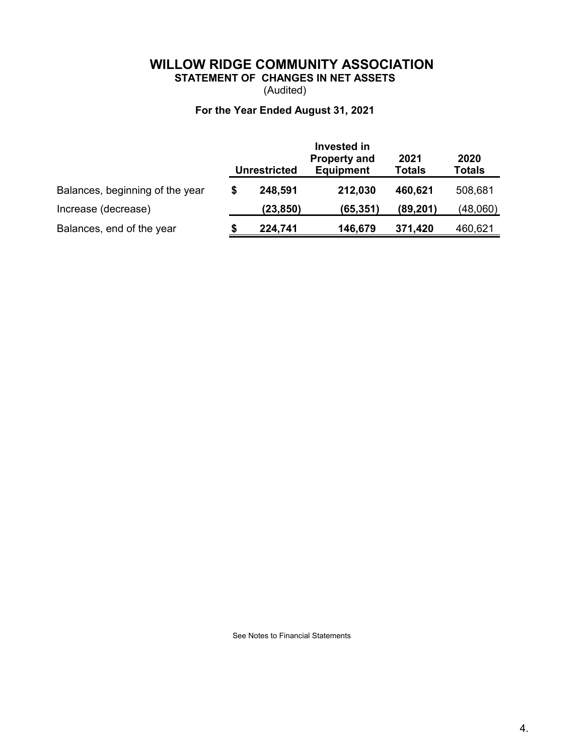# WILLOW RIDGE COMMUNITY ASSOCIATION

## STATEMENT OF CHANGES IN NET ASSETS

(Audited)

### For the Year Ended August 31, 2021

| | Unrestricted | Invested in Property and Equipment | 2021 Totals | 2020 Totals |
|---|---|---|---|---|
| Balances, beginning of the year | $ 248,591 | 212,030 | 460,621 | 508,681 |
| Increase (decrease) | (23,850) | (65,351) | (89,201) | (48,060) |
| Balances, end of the year | $ 224,741 | 146,679 | 371,420 | 460,621 |

See Notes to Financial Statements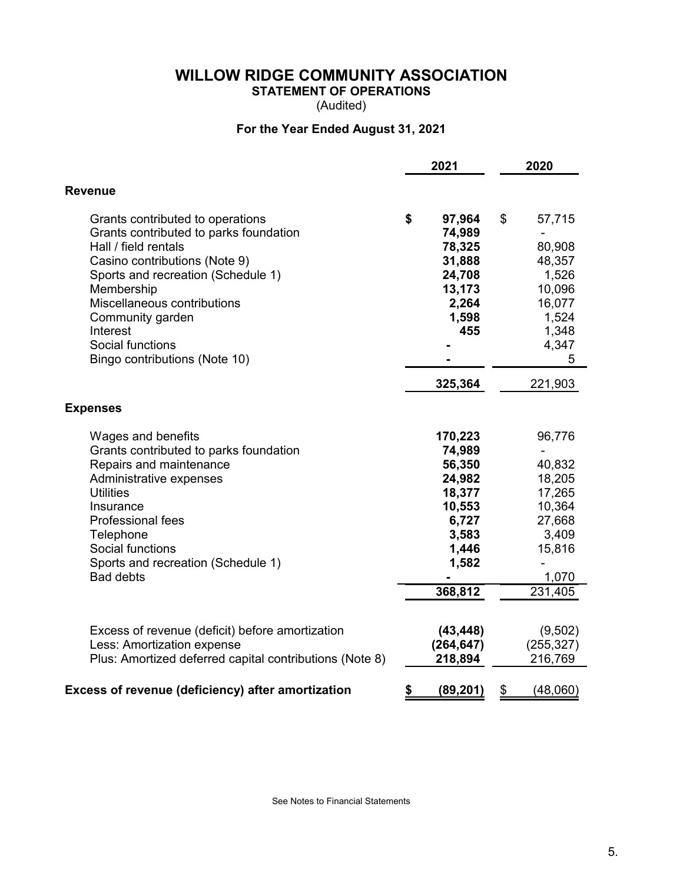# WILLOW RIDGE COMMUNITY ASSOCIATION

## STATEMENT OF OPERATIONS

(Audited)

### For the Year Ended August 31, 2021

| | 2021 | 2020 |
|---|---|---|
| **Revenue** | | |
| Grants contributed to operations | **$ 97,964** | $ 57,715 |
| Grants contributed to parks foundation | **74,989** | - |
| Hall / field rentals | **78,325** | 80,908 |
| Casino contributions (Note 9) | **31,888** | 48,357 |
| Sports and recreation (Schedule 1) | **24,708** | 1,526 |
| Membership | **13,173** | 10,096 |
| Miscellaneous contributions | **2,264** | 16,077 |
| Community garden | **1,598** | 1,524 |
| Interest | **455** | 1,348 |
| Social functions | **-** | 4,347 |
| Bingo contributions (Note 10) | **-** | 5 |
| | **325,364** | 221,903 |
| **Expenses** | | |
| Wages and benefits | **170,223** | 96,776 |
| Grants contributed to parks foundation | **74,989** | - |
| Repairs and maintenance | **56,350** | 40,832 |
| Administrative expenses | **24,982** | 18,205 |
| Utilities | **18,377** | 17,265 |
| Insurance | **10,553** | 10,364 |
| Professional fees | **6,727** | 27,668 |
| Telephone | **3,583** | 3,409 |
| Social functions | **1,446** | 15,816 |
| Sports and recreation (Schedule 1) | **1,582** | - |
| Bad debts | **-** | 1,070 |
| | **368,812** | 231,405 |
| Excess of revenue (deficit) before amortization | **(43,448)** | (9,502) |
| Less: Amortization expense | **(264,647)** | (255,327) |
| Plus: Amortized deferred capital contributions (Note 8) | **218,894** | 216,769 |
| **Excess of revenue (deficiency) after amortization** | **$ (89,201)** | $ (48,060) |

See Notes to Financial Statements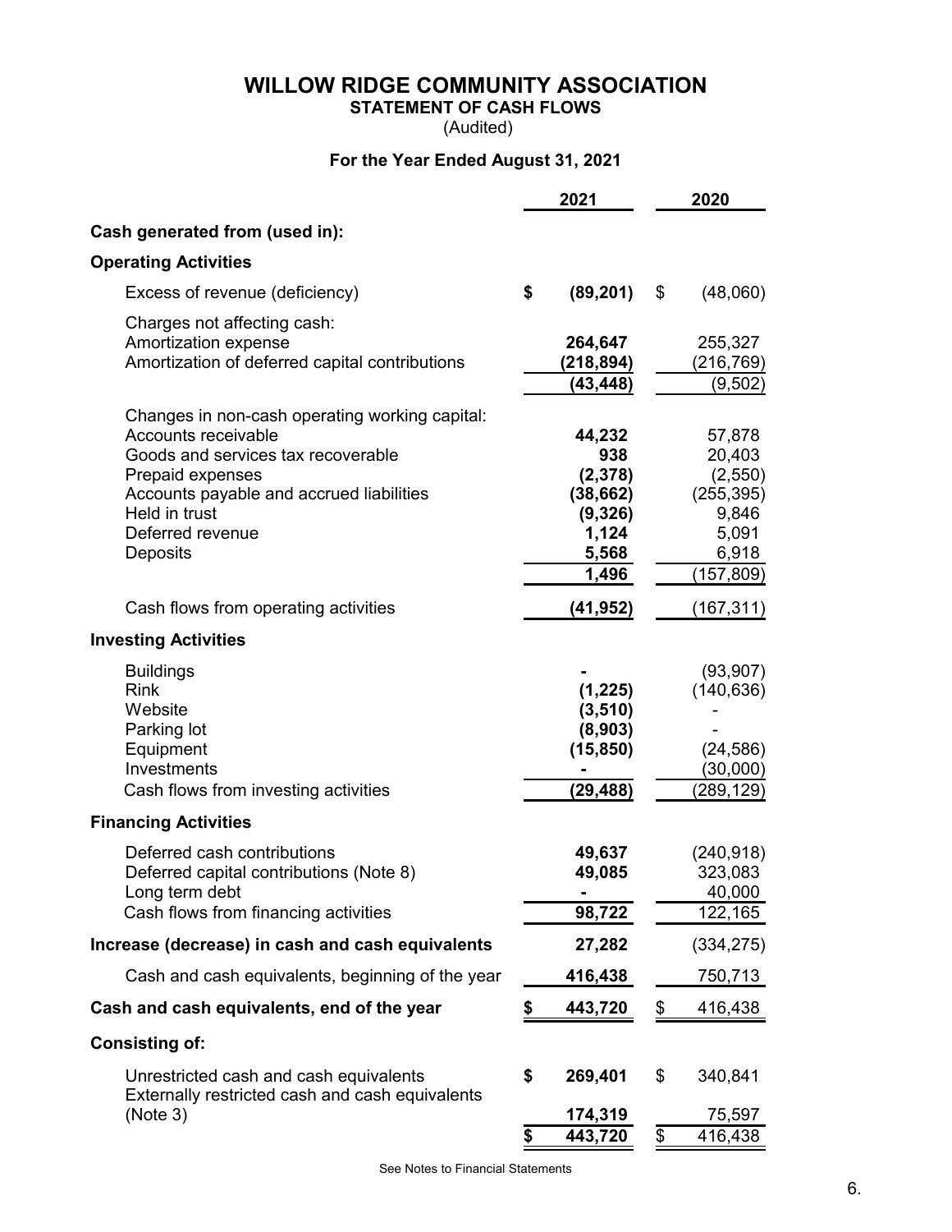# WILLOW RIDGE COMMUNITY ASSOCIATION

## STATEMENT OF CASH FLOWS

(Audited)

### For the Year Ended August 31, 2021

| | 2021 | 2020 |
|---|---|---|
| **Cash generated from (used in):** | | |
| **Operating Activities** | | |
| Excess of revenue (deficiency) | **$ (89,201)** | $ (48,060) |
| Charges not affecting cash: | | |
| Amortization expense | **264,647** | 255,327 |
| Amortization of deferred capital contributions | **(218,894)** | (216,769) |
| | **(43,448)** | (9,502) |
| Changes in non-cash operating working capital: | | |
| Accounts receivable | **44,232** | 57,878 |
| Goods and services tax recoverable | **938** | 20,403 |
| Prepaid expenses | **(2,378)** | (2,550) |
| Accounts payable and accrued liabilities | **(38,662)** | (255,395) |
| Held in trust | **(9,326)** | 9,846 |
| Deferred revenue | **1,124** | 5,091 |
| Deposits | **5,568** | 6,918 |
| | **1,496** | (157,809) |
| Cash flows from operating activities | **(41,952)** | (167,311) |
| **Investing Activities** | | |
| Buildings | **-** | (93,907) |
| Rink | **(1,225)** | (140,636) |
| Website | **(3,510)** | - |
| Parking lot | **(8,903)** | - |
| Equipment | **(15,850)** | (24,586) |
| Investments | **-** | (30,000) |
| Cash flows from investing activities | **(29,488)** | (289,129) |
| **Financing Activities** | | |
| Deferred cash contributions | **49,637** | (240,918) |
| Deferred capital contributions (Note 8) | **49,085** | 323,083 |
| Long term debt | **-** | 40,000 |
| Cash flows from financing activities | **98,722** | 122,165 |
| **Increase (decrease) in cash and cash equivalents** | **27,282** | (334,275) |
| Cash and cash equivalents, beginning of the year | **416,438** | 750,713 |
| **Cash and cash equivalents, end of the year** | **$ 443,720** | $ 416,438 |
| **Consisting of:** | | |
| Unrestricted cash and cash equivalents | **$ 269,401** | $ 340,841 |
| Externally restricted cash and cash equivalents (Note 3) | **174,319** | 75,597 |
| | **$ 443,720** | $ 416,438 |

See Notes to Financial Statements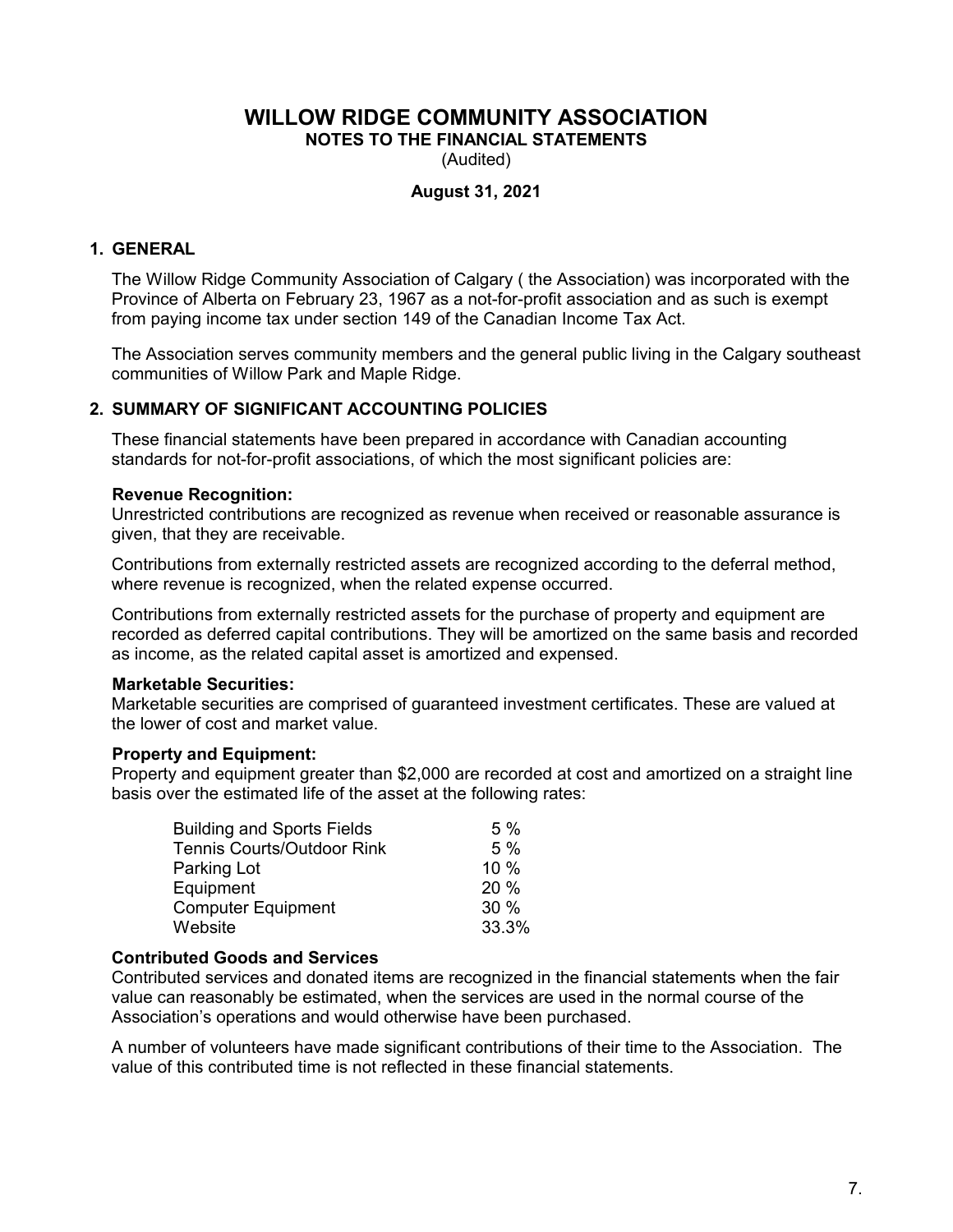# WILLOW RIDGE COMMUNITY ASSOCIATION

**NOTES TO THE FINANCIAL STATEMENTS**

(Audited)

**August 31, 2021**

## 1. GENERAL

The Willow Ridge Community Association of Calgary ( the Association) was incorporated with the Province of Alberta on February 23, 1967 as a not-for-profit association and as such is exempt from paying income tax under section 149 of the Canadian Income Tax Act.

The Association serves community members and the general public living in the Calgary southeast communities of Willow Park and Maple Ridge.

## 2. SUMMARY OF SIGNIFICANT ACCOUNTING POLICIES

These financial statements have been prepared in accordance with Canadian accounting standards for not-for-profit associations, of which the most significant policies are:

**Revenue Recognition:**
Unrestricted contributions are recognized as revenue when received or reasonable assurance is given, that they are receivable.

Contributions from externally restricted assets are recognized according to the deferral method, where revenue is recognized, when the related expense occurred.

Contributions from externally restricted assets for the purchase of property and equipment are recorded as deferred capital contributions. They will be amortized on the same basis and recorded as income, as the related capital asset is amortized and expensed.

**Marketable Securities:**
Marketable securities are comprised of guaranteed investment certificates. These are valued at the lower of cost and market value.

**Property and Equipment:**
Property and equipment greater than $2,000 are recorded at cost and amortized on a straight line basis over the estimated life of the asset at the following rates:

| | |
|---|---|
| Building and Sports Fields | 5 % |
| Tennis Courts/Outdoor Rink | 5 % |
| Parking Lot | 10 % |
| Equipment | 20 % |
| Computer Equipment | 30 % |
| Website | 33.3% |

**Contributed Goods and Services**
Contributed services and donated items are recognized in the financial statements when the fair value can reasonably be estimated, when the services are used in the normal course of the Association's operations and would otherwise have been purchased.

A number of volunteers have made significant contributions of their time to the Association. The value of this contributed time is not reflected in these financial statements.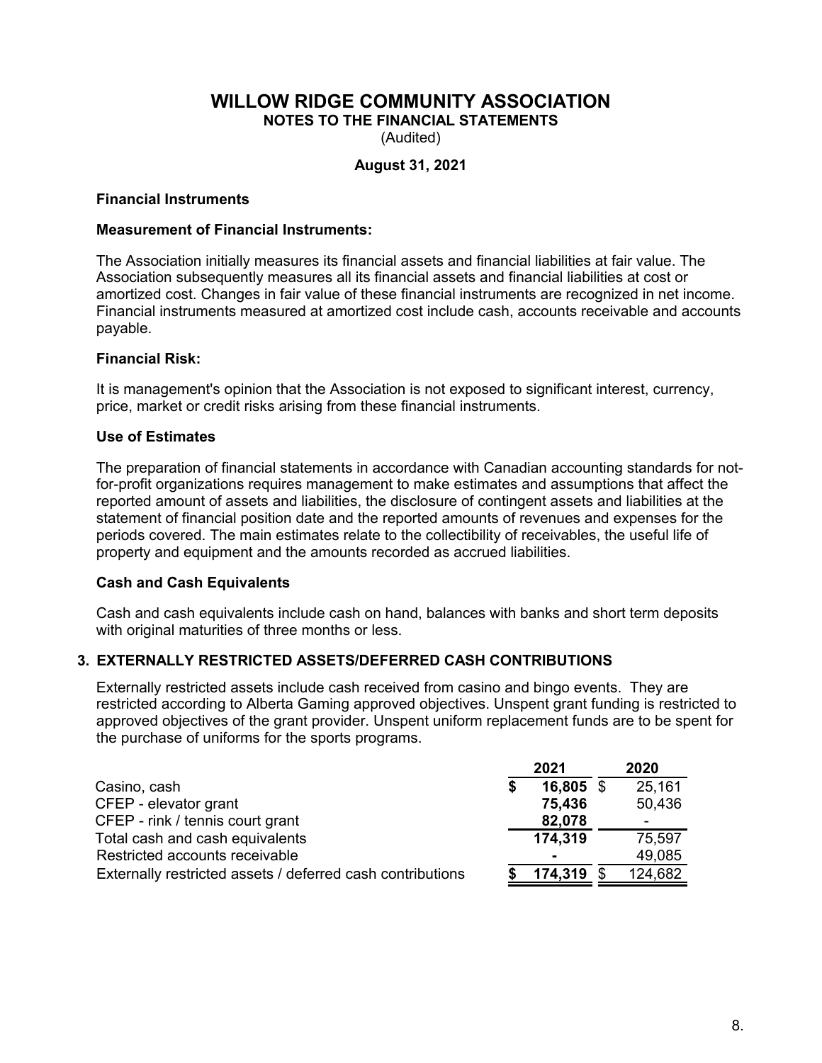# WILLOW RIDGE COMMUNITY ASSOCIATION

**NOTES TO THE FINANCIAL STATEMENTS**

(Audited)

**August 31, 2021**

### Financial Instruments

**Measurement of Financial Instruments:**

The Association initially measures its financial assets and financial liabilities at fair value. The Association subsequently measures all its financial assets and financial liabilities at cost or amortized cost. Changes in fair value of these financial instruments are recognized in net income. Financial instruments measured at amortized cost include cash, accounts receivable and accounts payable.

**Financial Risk:**

It is management's opinion that the Association is not exposed to significant interest, currency, price, market or credit risks arising from these financial instruments.

### Use of Estimates

The preparation of financial statements in accordance with Canadian accounting standards for not-for-profit organizations requires management to make estimates and assumptions that affect the reported amount of assets and liabilities, the disclosure of contingent assets and liabilities at the statement of financial position date and the reported amounts of revenues and expenses for the periods covered. The main estimates relate to the collectibility of receivables, the useful life of property and equipment and the amounts recorded as accrued liabilities.

### Cash and Cash Equivalents

Cash and cash equivalents include cash on hand, balances with banks and short term deposits with original maturities of three months or less.

## 3. EXTERNALLY RESTRICTED ASSETS/DEFERRED CASH CONTRIBUTIONS

Externally restricted assets include cash received from casino and bingo events. They are restricted according to Alberta Gaming approved objectives. Unspent grant funding is restricted to approved objectives of the grant provider. Unspent uniform replacement funds are to be spent for the purchase of uniforms for the sports programs.

| | 2021 | 2020 |
|---|---|---|
| Casino, cash | **$ 16,805** | $ 25,161 |
| CFEP - elevator grant | **75,436** | 50,436 |
| CFEP - rink / tennis court grant | **82,078** | - |
| Total cash and cash equivalents | **174,319** | 75,597 |
| Restricted accounts receivable | **-** | 49,085 |
| Externally restricted assets / deferred cash contributions | **$ 174,319** | $ 124,682 |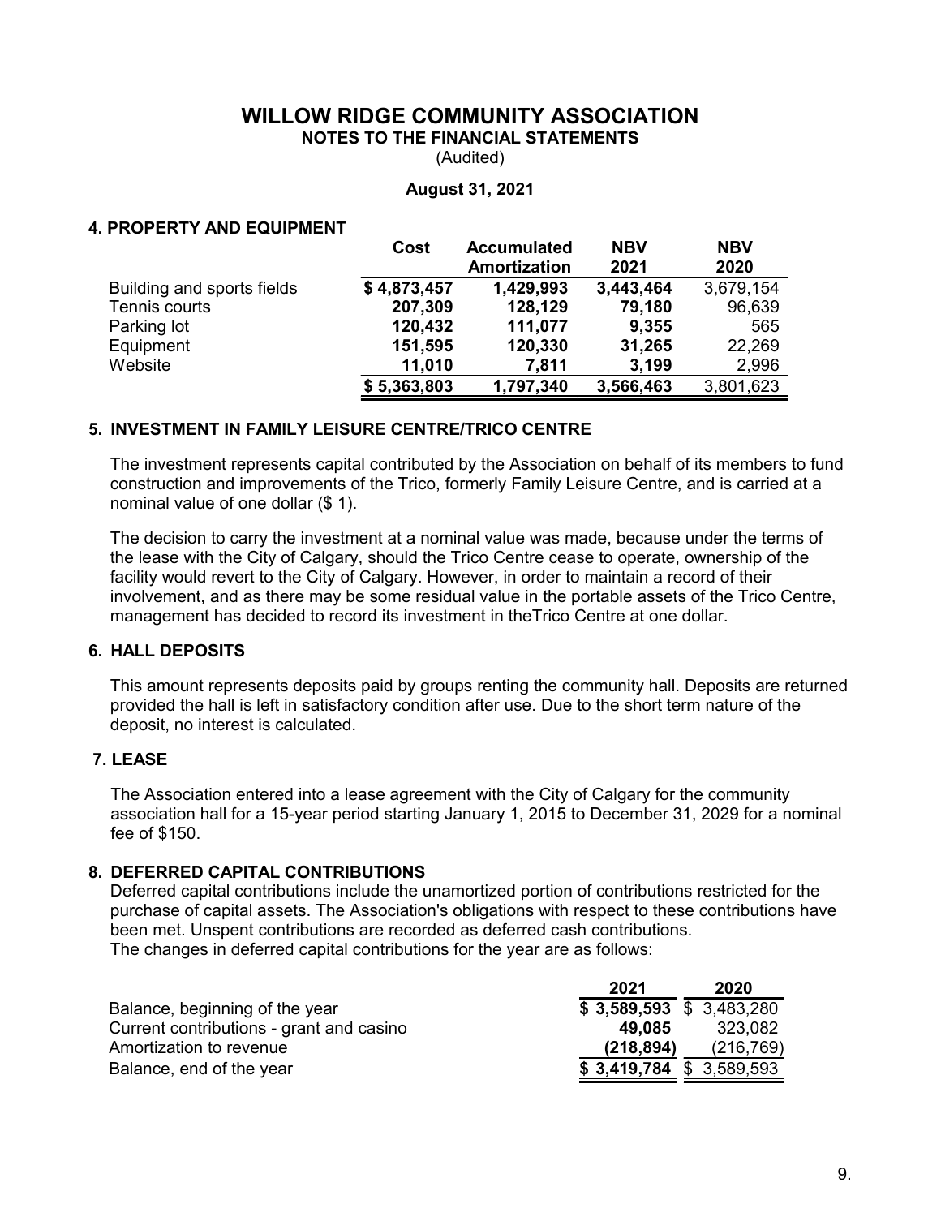# WILLOW RIDGE COMMUNITY ASSOCIATION

**NOTES TO THE FINANCIAL STATEMENTS**

(Audited)

**August 31, 2021**

## 4. PROPERTY AND EQUIPMENT

| | Cost | Accumulated Amortization | NBV 2021 | NBV 2020 |
|---|---|---|---|---|
| Building and sports fields | **$ 4,873,457** | **1,429,993** | **3,443,464** | 3,679,154 |
| Tennis courts | **207,309** | **128,129** | **79,180** | 96,639 |
| Parking lot | **120,432** | **111,077** | **9,355** | 565 |
| Equipment | **151,595** | **120,330** | **31,265** | 22,269 |
| Website | **11,010** | **7,811** | **3,199** | 2,996 |
| | **$ 5,363,803** | **1,797,340** | **3,566,463** | 3,801,623 |

## 5. INVESTMENT IN FAMILY LEISURE CENTRE/TRICO CENTRE

The investment represents capital contributed by the Association on behalf of its members to fund construction and improvements of the Trico, formerly Family Leisure Centre, and is carried at a nominal value of one dollar ($ 1).

The decision to carry the investment at a nominal value was made, because under the terms of the lease with the City of Calgary, should the Trico Centre cease to operate, ownership of the facility would revert to the City of Calgary. However, in order to maintain a record of their involvement, and as there may be some residual value in the portable assets of the Trico Centre, management has decided to record its investment in theTrico Centre at one dollar.

## 6. HALL DEPOSITS

This amount represents deposits paid by groups renting the community hall. Deposits are returned provided the hall is left in satisfactory condition after use. Due to the short term nature of the deposit, no interest is calculated.

## 7. LEASE

The Association entered into a lease agreement with the City of Calgary for the community association hall for a 15-year period starting January 1, 2015 to December 31, 2029 for a nominal fee of $150.

## 8. DEFERRED CAPITAL CONTRIBUTIONS

Deferred capital contributions include the unamortized portion of contributions restricted for the purchase of capital assets. The Association's obligations with respect to these contributions have been met. Unspent contributions are recorded as deferred cash contributions.
The changes in deferred capital contributions for the year are as follows:

| | 2021 | 2020 |
|---|---|---|
| Balance, beginning of the year | **$ 3,589,593** | $ 3,483,280 |
| Current contributions - grant and casino | **49,085** | 323,082 |
| Amortization to revenue | **(218,894)** | (216,769) |
| Balance, end of the year | **$ 3,419,784** | $ 3,589,593 |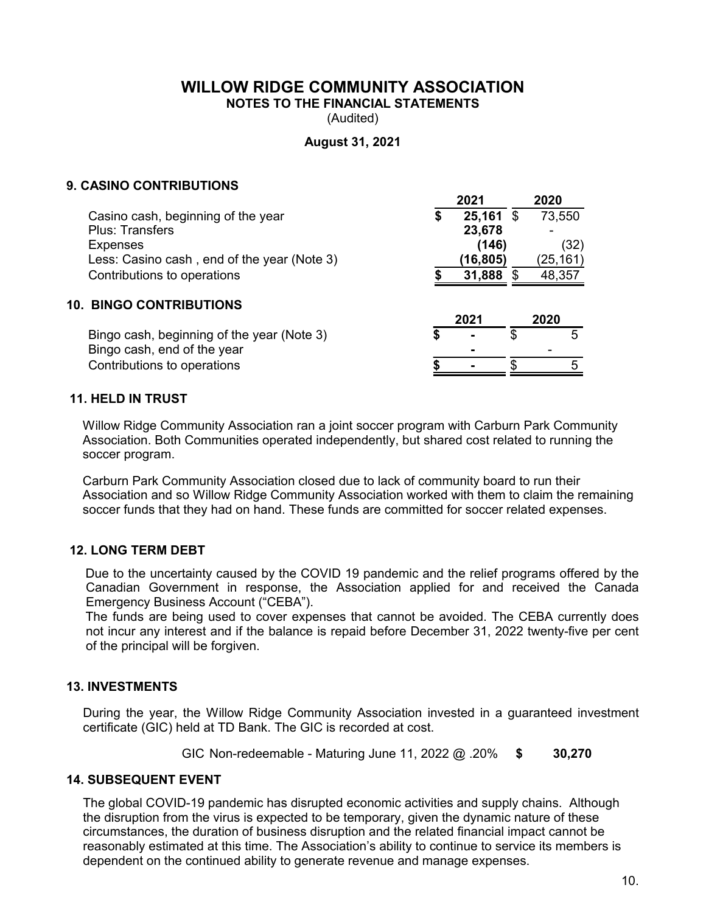# WILLOW RIDGE COMMUNITY ASSOCIATION

## NOTES TO THE FINANCIAL STATEMENTS

(Audited)

**August 31, 2021**

### 9. CASINO CONTRIBUTIONS

| | 2021 | 2020 |
|---|---|---|
| Casino cash, beginning of the year | **$ 25,161** | $ 73,550 |
| Plus: Transfers | **23,678** | - |
| Expenses | **(146)** | (32) |
| Less: Casino cash , end of the year (Note 3) | **(16,805)** | (25,161) |
| Contributions to operations | **$ 31,888** | $ 48,357 |

### 10. BINGO CONTRIBUTIONS

| | 2021 | 2020 |
|---|---|---|
| Bingo cash, beginning of the year (Note 3) | **$ -** | $ 5 |
| Bingo cash, end of the year | **-** | - |
| Contributions to operations | **$ -** | $ 5 |

### 11. HELD IN TRUST

Willow Ridge Community Association ran a joint soccer program with Carburn Park Community Association. Both Communities operated independently, but shared cost related to running the soccer program.

Carburn Park Community Association closed due to lack of community board to run their Association and so Willow Ridge Community Association worked with them to claim the remaining soccer funds that they had on hand. These funds are committed for soccer related expenses.

### 12. LONG TERM DEBT

Due to the uncertainty caused by the COVID 19 pandemic and the relief programs offered by the Canadian Government in response, the Association applied for and received the Canada Emergency Business Account ("CEBA").

The funds are being used to cover expenses that cannot be avoided. The CEBA currently does not incur any interest and if the balance is repaid before December 31, 2022 twenty-five per cent of the principal will be forgiven.

### 13. INVESTMENTS

During the year, the Willow Ridge Community Association invested in a guaranteed investment certificate (GIC) held at TD Bank. The GIC is recorded at cost.

| | |
|---|---|
| GIC Non-redeemable - Maturing June 11, 2022 @ .20% | **$ 30,270** |

### 14. SUBSEQUENT EVENT

The global COVID-19 pandemic has disrupted economic activities and supply chains. Although the disruption from the virus is expected to be temporary, given the dynamic nature of these circumstances, the duration of business disruption and the related financial impact cannot be reasonably estimated at this time. The Association's ability to continue to service its members is dependent on the continued ability to generate revenue and manage expenses.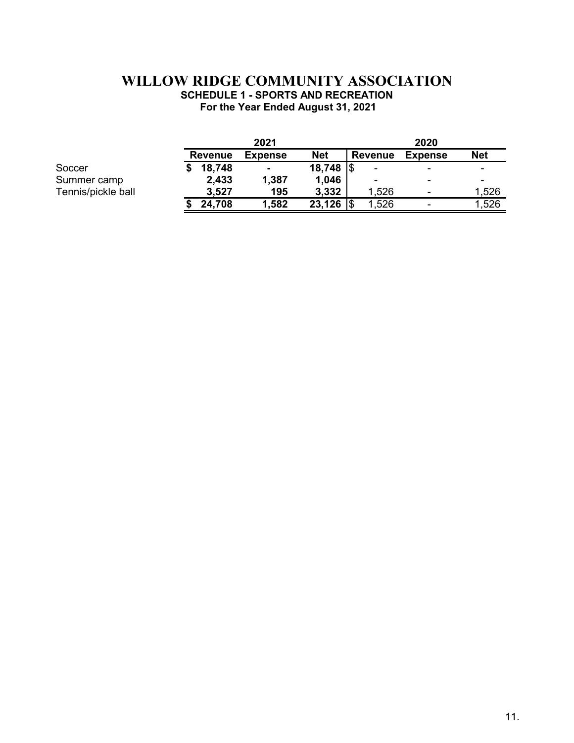# WILLOW RIDGE COMMUNITY ASSOCIATION

**SCHEDULE 1 - SPORTS AND RECREATION**

**For the Year Ended August 31, 2021**

| | 2021 | | | 2020 | | |
|---|---|---|---|---|---|---|
| | **Revenue** | **Expense** | **Net** | **Revenue** | **Expense** | **Net** |
| Soccer | **$ 18,748** | **-** | **18,748** | $ - | - | - |
| Summer camp | **2,433** | **1,387** | **1,046** | - | - | - |
| Tennis/pickle ball | **3,527** | **195** | **3,332** | 1,526 | - | 1,526 |
| | **$ 24,708** | **1,582** | **23,126** | $ 1,526 | - | 1,526 |